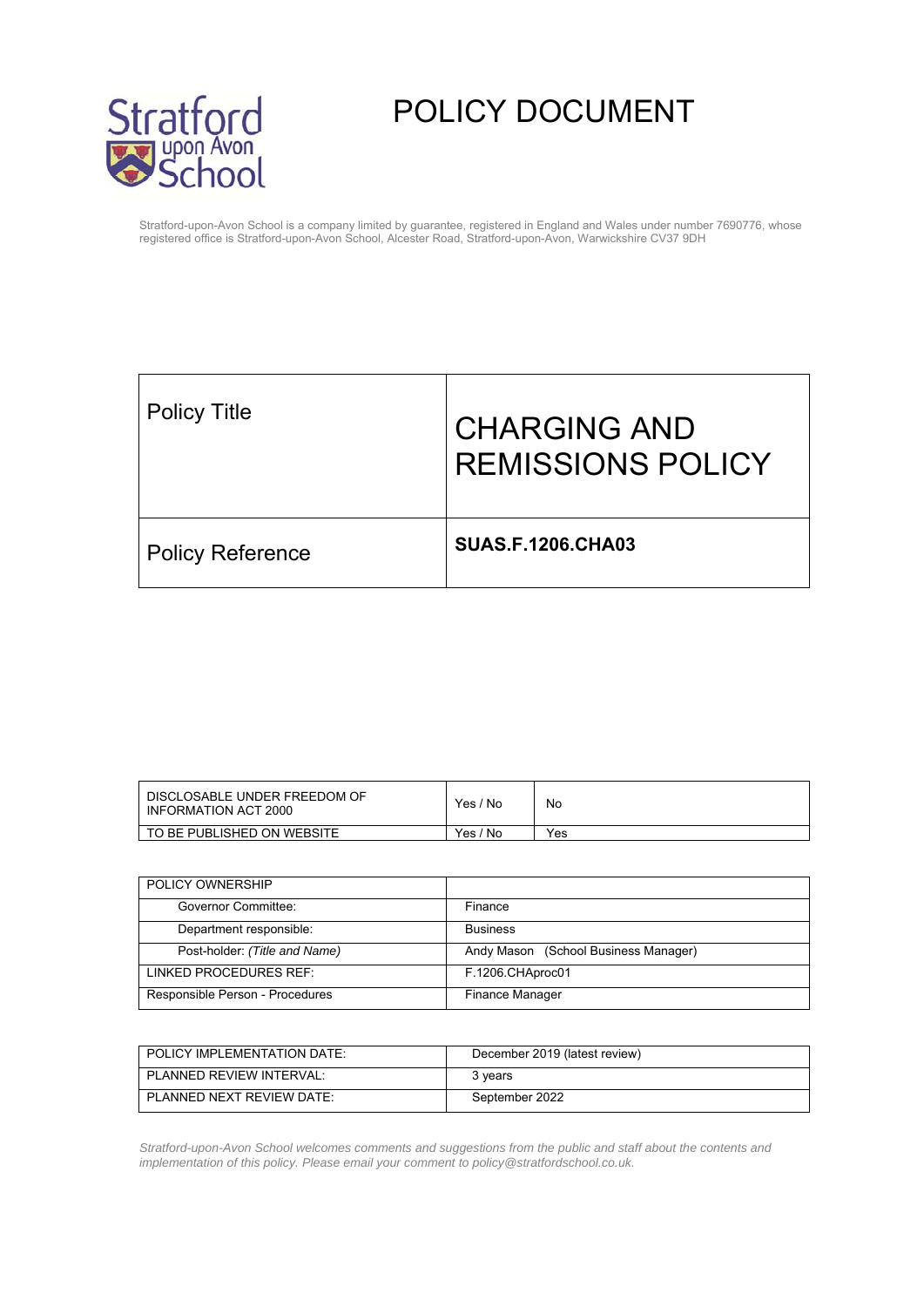# POLICY DOCUMENT

Stratford-upon-Avon School is a company limited by guarantee, registered in England and Wales under number 7690776, whose registered office is Stratford-upon-Avon School, Alcester Road, Stratford-upon-Avon, Warwickshire CV37 9DH

| Policy Title | CHARGING AND REMISSIONS POLICY |
| --- | --- |
| Policy Reference | **SUAS.F.1206.CHA03** |

| | | |
| --- | --- | --- |
| DISCLOSABLE UNDER FREEDOM OF INFORMATION ACT 2000 | Yes / No | No |
| TO BE PUBLISHED ON WEBSITE | Yes / No | Yes |

| POLICY OWNERSHIP | |
| --- | --- |
| Governor Committee: | Finance |
| Department responsible: | Business |
| Post-holder: *(Title and Name)* | Andy Mason (School Business Manager) |
| LINKED PROCEDURES REF: | F.1206.CHAproc01 |
| Responsible Person - Procedures | Finance Manager |

| | |
| --- | --- |
| POLICY IMPLEMENTATION DATE: | December 2019 (latest review) |
| PLANNED REVIEW INTERVAL: | 3 years |
| PLANNED NEXT REVIEW DATE: | September 2022 |

*Stratford-upon-Avon School welcomes comments and suggestions from the public and staff about the contents and implementation of this policy. Please email your comment to policy@stratfordschool.co.uk.*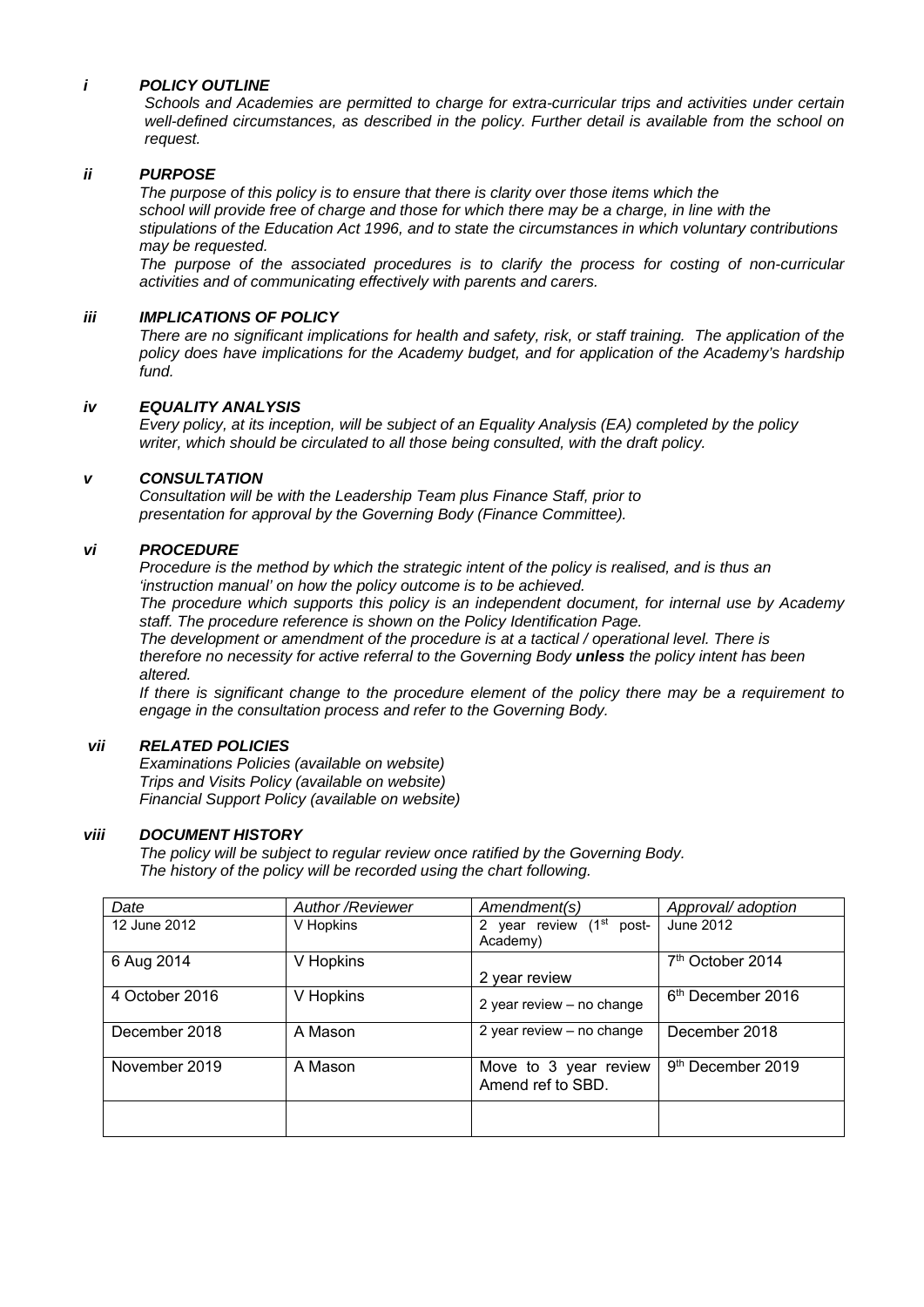### *i POLICY OUTLINE*

*Schools and Academies are permitted to charge for extra-curricular trips and activities under certain well-defined circumstances, as described in the policy. Further detail is available from the school on request.*

### *ii PURPOSE*

*The purpose of this policy is to ensure that there is clarity over those items which the school will provide free of charge and those for which there may be a charge, in line with the stipulations of the Education Act 1996, and to state the circumstances in which voluntary contributions may be requested.*

*The purpose of the associated procedures is to clarify the process for costing of non-curricular activities and of communicating effectively with parents and carers.*

### *iii IMPLICATIONS OF POLICY*

*There are no significant implications for health and safety, risk, or staff training. The application of the policy does have implications for the Academy budget, and for application of the Academy's hardship fund.*

### *iv EQUALITY ANALYSIS*

*Every policy, at its inception, will be subject of an Equality Analysis (EA) completed by the policy writer, which should be circulated to all those being consulted, with the draft policy.*

### *v CONSULTATION*

*Consultation will be with the Leadership Team plus Finance Staff, prior to presentation for approval by the Governing Body (Finance Committee).*

### *vi PROCEDURE*

*Procedure is the method by which the strategic intent of the policy is realised, and is thus an 'instruction manual' on how the policy outcome is to be achieved.*

*The procedure which supports this policy is an independent document, for internal use by Academy staff. The procedure reference is shown on the Policy Identification Page.*

*The development or amendment of the procedure is at a tactical / operational level. There is therefore no necessity for active referral to the Governing Body **unless** the policy intent has been altered.*

*If there is significant change to the procedure element of the policy there may be a requirement to engage in the consultation process and refer to the Governing Body.*

### *vii RELATED POLICIES*

*Examinations Policies (available on website)*
*Trips and Visits Policy (available on website)*
*Financial Support Policy (available on website)*

### *viii DOCUMENT HISTORY*

*The policy will be subject to regular review once ratified by the Governing Body.*
*The history of the policy will be recorded using the chart following.*

| *Date* | *Author /Reviewer* | *Amendment(s)* | *Approval/ adoption* |
|---|---|---|---|
| 12 June 2012 | V Hopkins | 2 year review (1st post-Academy) | June 2012 |
| 6 Aug 2014 | V Hopkins | 2 year review | 7th October 2014 |
| 4 October 2016 | V Hopkins | 2 year review – no change | 6th December 2016 |
| December 2018 | A Mason | 2 year review – no change | December 2018 |
| November 2019 | A Mason | Move to 3 year review Amend ref to SBD. | 9th December 2019 |
| | | | |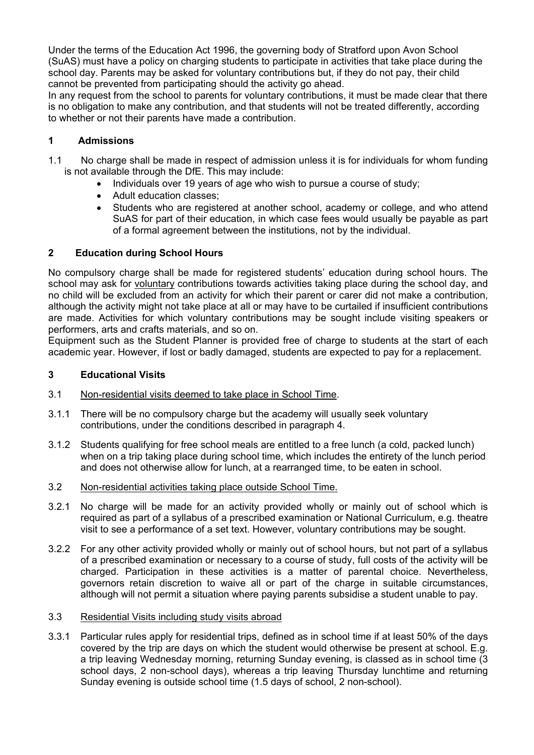Under the terms of the Education Act 1996, the governing body of Stratford upon Avon School (SuAS) must have a policy on charging students to participate in activities that take place during the school day. Parents may be asked for voluntary contributions but, if they do not pay, their child cannot be prevented from participating should the activity go ahead.

In any request from the school to parents for voluntary contributions, it must be made clear that there is no obligation to make any contribution, and that students will not be treated differently, according to whether or not their parents have made a contribution.

## 1 Admissions

1.1 No charge shall be made in respect of admission unless it is for individuals for whom funding is not available through the DfE. This may include:

- Individuals over 19 years of age who wish to pursue a course of study;
- Adult education classes;
- Students who are registered at another school, academy or college, and who attend SuAS for part of their education, in which case fees would usually be payable as part of a formal agreement between the institutions, not by the individual.

## 2 Education during School Hours

No compulsory charge shall be made for registered students' education during school hours. The school may ask for voluntary contributions towards activities taking place during the school day, and no child will be excluded from an activity for which their parent or carer did not make a contribution, although the activity might not take place at all or may have to be curtailed if insufficient contributions are made. Activities for which voluntary contributions may be sought include visiting speakers or performers, arts and crafts materials, and so on.

Equipment such as the Student Planner is provided free of charge to students at the start of each academic year. However, if lost or badly damaged, students are expected to pay for a replacement.

## 3 Educational Visits

3.1 Non-residential visits deemed to take place in School Time.

3.1.1 There will be no compulsory charge but the academy will usually seek voluntary contributions, under the conditions described in paragraph 4.

3.1.2 Students qualifying for free school meals are entitled to a free lunch (a cold, packed lunch) when on a trip taking place during school time, which includes the entirety of the lunch period and does not otherwise allow for lunch, at a rearranged time, to be eaten in school.

3.2 Non-residential activities taking place outside School Time.

3.2.1 No charge will be made for an activity provided wholly or mainly out of school which is required as part of a syllabus of a prescribed examination or National Curriculum, e.g. theatre visit to see a performance of a set text. However, voluntary contributions may be sought.

3.2.2 For any other activity provided wholly or mainly out of school hours, but not part of a syllabus of a prescribed examination or necessary to a course of study, full costs of the activity will be charged. Participation in these activities is a matter of parental choice. Nevertheless, governors retain discretion to waive all or part of the charge in suitable circumstances, although will not permit a situation where paying parents subsidise a student unable to pay.

3.3 Residential Visits including study visits abroad

3.3.1 Particular rules apply for residential trips, defined as in school time if at least 50% of the days covered by the trip are days on which the student would otherwise be present at school. E.g. a trip leaving Wednesday morning, returning Sunday evening, is classed as in school time (3 school days, 2 non-school days), whereas a trip leaving Thursday lunchtime and returning Sunday evening is outside school time (1.5 days of school, 2 non-school).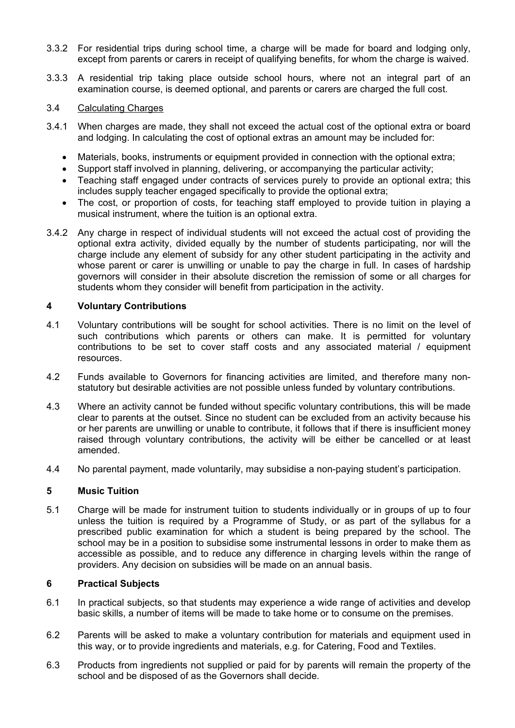3.3.2 For residential trips during school time, a charge will be made for board and lodging only, except from parents or carers in receipt of qualifying benefits, for whom the charge is waived.

3.3.3 A residential trip taking place outside school hours, where not an integral part of an examination course, is deemed optional, and parents or carers are charged the full cost.

3.4 Calculating Charges

3.4.1 When charges are made, they shall not exceed the actual cost of the optional extra or board and lodging. In calculating the cost of optional extras an amount may be included for:

- Materials, books, instruments or equipment provided in connection with the optional extra;
- Support staff involved in planning, delivering, or accompanying the particular activity;
- Teaching staff engaged under contracts of services purely to provide an optional extra; this includes supply teacher engaged specifically to provide the optional extra;
- The cost, or proportion of costs, for teaching staff employed to provide tuition in playing a musical instrument, where the tuition is an optional extra.

3.4.2 Any charge in respect of individual students will not exceed the actual cost of providing the optional extra activity, divided equally by the number of students participating, nor will the charge include any element of subsidy for any other student participating in the activity and whose parent or carer is unwilling or unable to pay the charge in full. In cases of hardship governors will consider in their absolute discretion the remission of some or all charges for students whom they consider will benefit from participation in the activity.

## 4 Voluntary Contributions

4.1 Voluntary contributions will be sought for school activities. There is no limit on the level of such contributions which parents or others can make. It is permitted for voluntary contributions to be set to cover staff costs and any associated material / equipment resources.

4.2 Funds available to Governors for financing activities are limited, and therefore many non-statutory but desirable activities are not possible unless funded by voluntary contributions.

4.3 Where an activity cannot be funded without specific voluntary contributions, this will be made clear to parents at the outset. Since no student can be excluded from an activity because his or her parents are unwilling or unable to contribute, it follows that if there is insufficient money raised through voluntary contributions, the activity will be either be cancelled or at least amended.

4.4 No parental payment, made voluntarily, may subsidise a non-paying student's participation.

## 5 Music Tuition

5.1 Charge will be made for instrument tuition to students individually or in groups of up to four unless the tuition is required by a Programme of Study, or as part of the syllabus for a prescribed public examination for which a student is being prepared by the school. The school may be in a position to subsidise some instrumental lessons in order to make them as accessible as possible, and to reduce any difference in charging levels within the range of providers. Any decision on subsidies will be made on an annual basis.

## 6 Practical Subjects

6.1 In practical subjects, so that students may experience a wide range of activities and develop basic skills, a number of items will be made to take home or to consume on the premises.

6.2 Parents will be asked to make a voluntary contribution for materials and equipment used in this way, or to provide ingredients and materials, e.g. for Catering, Food and Textiles.

6.3 Products from ingredients not supplied or paid for by parents will remain the property of the school and be disposed of as the Governors shall decide.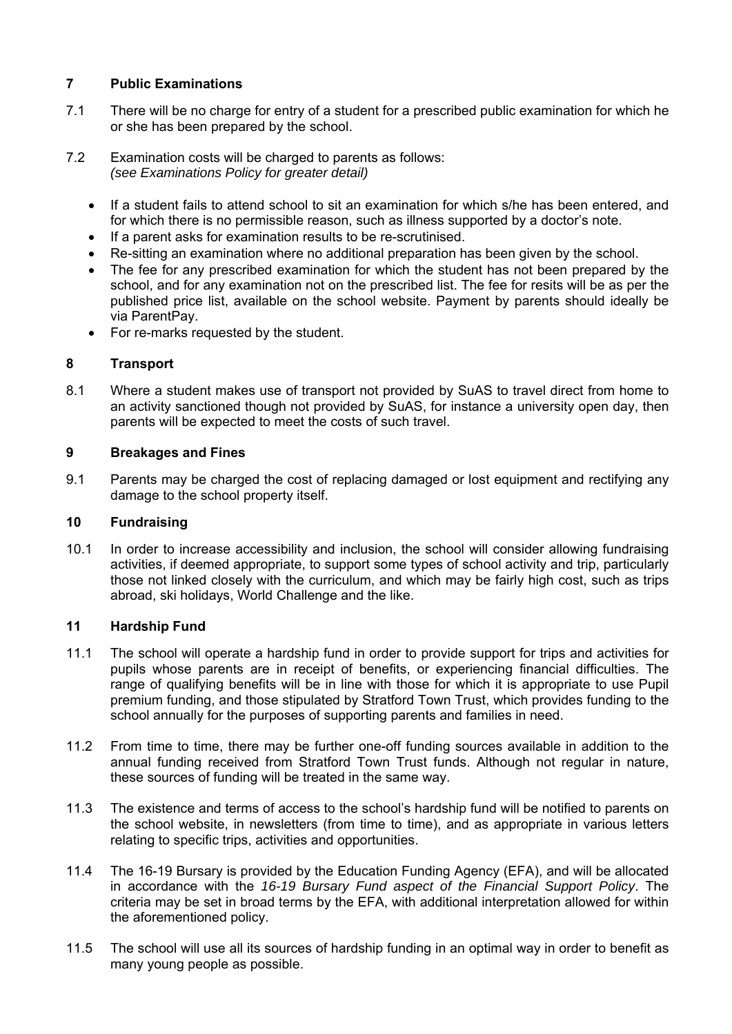## 7 Public Examinations

7.1 There will be no charge for entry of a student for a prescribed public examination for which he or she has been prepared by the school.

7.2 Examination costs will be charged to parents as follows:
*(see Examinations Policy for greater detail)*

- If a student fails to attend school to sit an examination for which s/he has been entered, and for which there is no permissible reason, such as illness supported by a doctor's note.
- If a parent asks for examination results to be re-scrutinised.
- Re-sitting an examination where no additional preparation has been given by the school.
- The fee for any prescribed examination for which the student has not been prepared by the school, and for any examination not on the prescribed list. The fee for resits will be as per the published price list, available on the school website. Payment by parents should ideally be via ParentPay.
- For re-marks requested by the student.

## 8 Transport

8.1 Where a student makes use of transport not provided by SuAS to travel direct from home to an activity sanctioned though not provided by SuAS, for instance a university open day, then parents will be expected to meet the costs of such travel.

## 9 Breakages and Fines

9.1 Parents may be charged the cost of replacing damaged or lost equipment and rectifying any damage to the school property itself.

## 10 Fundraising

10.1 In order to increase accessibility and inclusion, the school will consider allowing fundraising activities, if deemed appropriate, to support some types of school activity and trip, particularly those not linked closely with the curriculum, and which may be fairly high cost, such as trips abroad, ski holidays, World Challenge and the like.

## 11 Hardship Fund

11.1 The school will operate a hardship fund in order to provide support for trips and activities for pupils whose parents are in receipt of benefits, or experiencing financial difficulties. The range of qualifying benefits will be in line with those for which it is appropriate to use Pupil premium funding, and those stipulated by Stratford Town Trust, which provides funding to the school annually for the purposes of supporting parents and families in need.

11.2 From time to time, there may be further one-off funding sources available in addition to the annual funding received from Stratford Town Trust funds. Although not regular in nature, these sources of funding will be treated in the same way.

11.3 The existence and terms of access to the school's hardship fund will be notified to parents on the school website, in newsletters (from time to time), and as appropriate in various letters relating to specific trips, activities and opportunities.

11.4 The 16-19 Bursary is provided by the Education Funding Agency (EFA), and will be allocated in accordance with the *16-19 Bursary Fund aspect of the Financial Support Policy*. The criteria may be set in broad terms by the EFA, with additional interpretation allowed for within the aforementioned policy.

11.5 The school will use all its sources of hardship funding in an optimal way in order to benefit as many young people as possible.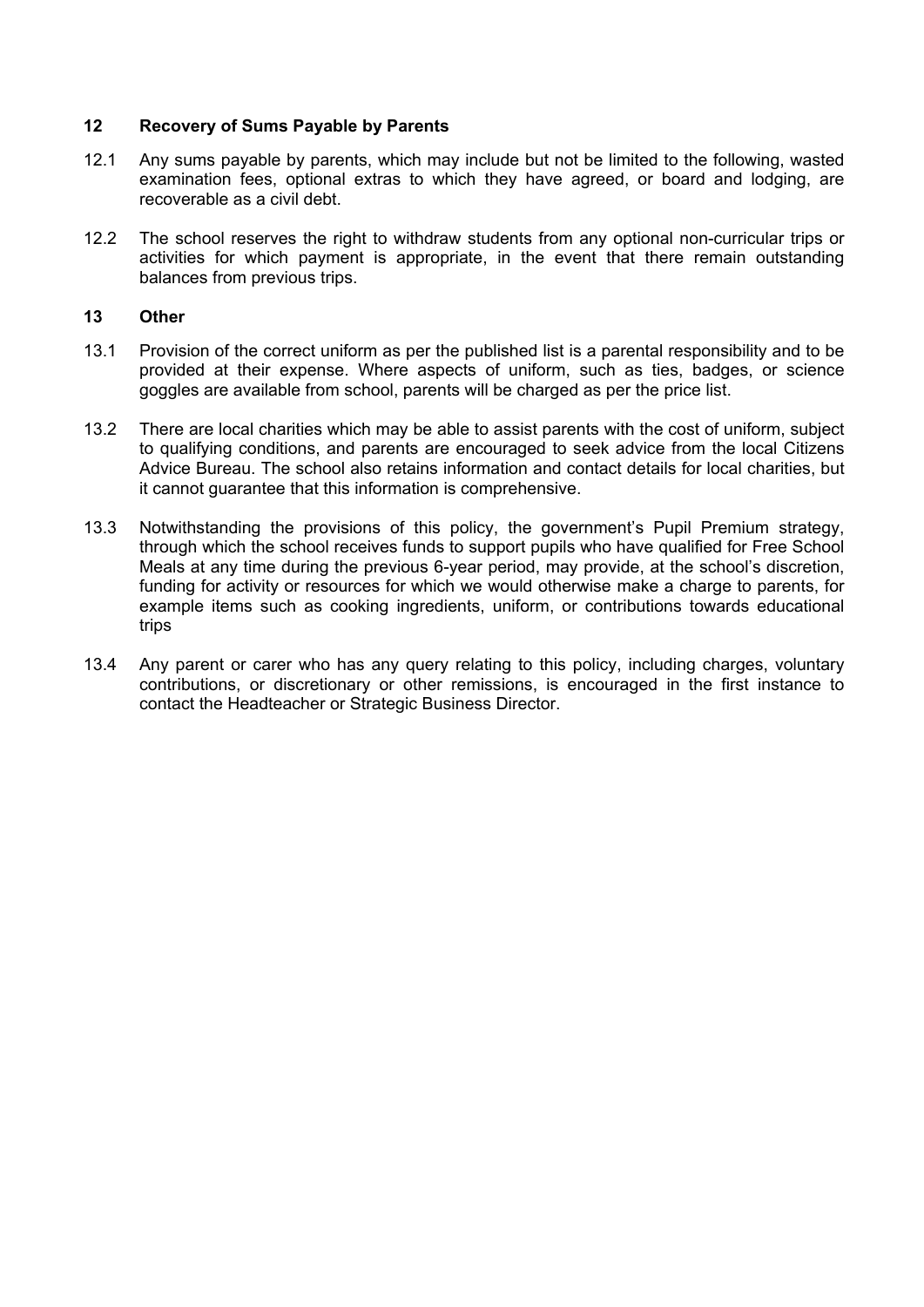## 12 Recovery of Sums Payable by Parents

12.1 Any sums payable by parents, which may include but not be limited to the following, wasted examination fees, optional extras to which they have agreed, or board and lodging, are recoverable as a civil debt.

12.2 The school reserves the right to withdraw students from any optional non-curricular trips or activities for which payment is appropriate, in the event that there remain outstanding balances from previous trips.

## 13 Other

13.1 Provision of the correct uniform as per the published list is a parental responsibility and to be provided at their expense. Where aspects of uniform, such as ties, badges, or science goggles are available from school, parents will be charged as per the price list.

13.2 There are local charities which may be able to assist parents with the cost of uniform, subject to qualifying conditions, and parents are encouraged to seek advice from the local Citizens Advice Bureau. The school also retains information and contact details for local charities, but it cannot guarantee that this information is comprehensive.

13.3 Notwithstanding the provisions of this policy, the government's Pupil Premium strategy, through which the school receives funds to support pupils who have qualified for Free School Meals at any time during the previous 6-year period, may provide, at the school's discretion, funding for activity or resources for which we would otherwise make a charge to parents, for example items such as cooking ingredients, uniform, or contributions towards educational trips

13.4 Any parent or carer who has any query relating to this policy, including charges, voluntary contributions, or discretionary or other remissions, is encouraged in the first instance to contact the Headteacher or Strategic Business Director.